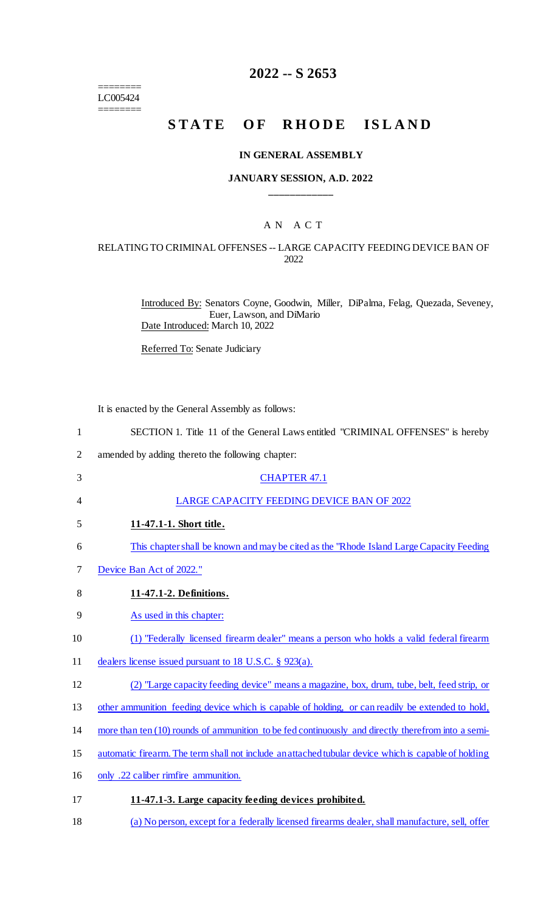======== 
LC005424 
========

# 2022 -- S 2653

# STATE OF RHODE ISLAND

### IN GENERAL ASSEMBLY

### JANUARY SESSION, A.D. 2022

## A N A C T

### RELATING TO CRIMINAL OFFENSES -- LARGE CAPACITY FEEDING DEVICE BAN OF 2022

Introduced By: Senators Coyne, Goodwin, Miller, DiPalma, Felag, Quezada, Seveney, Euer, Lawson, and DiMario

Date Introduced: March 10, 2022

Referred To: Senate Judiciary

It is enacted by the General Assembly as follows:

1 SECTION 1. Title 11 of the General Laws entitled "CRIMINAL OFFENSES" is hereby
2 amended by adding thereto the following chapter:

3 CHAPTER 47.1

4 LARGE CAPACITY FEEDING DEVICE BAN OF 2022

5 **11-47.1-1. Short title.**

6 This chapter shall be known and may be cited as the "Rhode Island Large Capacity Feeding
7 Device Ban Act of 2022."

8 **11-47.1-2. Definitions.**

9 As used in this chapter:

10 (1) "Federally licensed firearm dealer" means a person who holds a valid federal firearm
11 dealers license issued pursuant to 18 U.S.C. § 923(a).

12 (2) "Large capacity feeding device" means a magazine, box, drum, tube, belt, feed strip, or
13 other ammunition feeding device which is capable of holding, or can readily be extended to hold,
14 more than ten (10) rounds of ammunition to be fed continuously and directly therefrom into a semi-
15 automatic firearm. The term shall not include an attached tubular device which is capable of holding
16 only .22 caliber rimfire ammunition.

17 **11-47.1-3. Large capacity feeding devices prohibited.**

18 (a) No person, except for a federally licensed firearms dealer, shall manufacture, sell, offer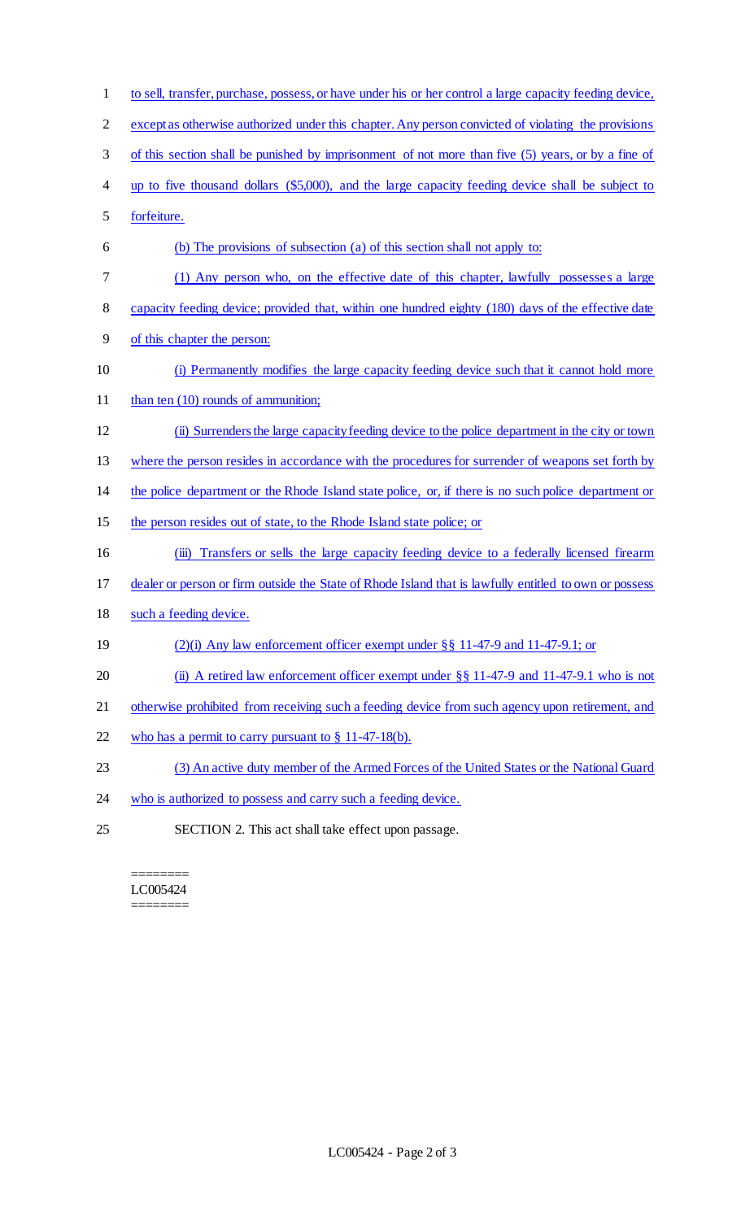to sell, transfer, purchase, possess, or have under his or her control a large capacity feeding device, except as otherwise authorized under this chapter. Any person convicted of violating the provisions of this section shall be punished by imprisonment of not more than five (5) years, or by a fine of up to five thousand dollars ($5,000), and the large capacity feeding device shall be subject to forfeiture.

(b) The provisions of subsection (a) of this section shall not apply to:

(1) Any person who, on the effective date of this chapter, lawfully possesses a large capacity feeding device; provided that, within one hundred eighty (180) days of the effective date of this chapter the person:

(i) Permanently modifies the large capacity feeding device such that it cannot hold more than ten (10) rounds of ammunition;

(ii) Surrenders the large capacity feeding device to the police department in the city or town where the person resides in accordance with the procedures for surrender of weapons set forth by the police department or the Rhode Island state police, or, if there is no such police department or the person resides out of state, to the Rhode Island state police; or

(iii) Transfers or sells the large capacity feeding device to a federally licensed firearm dealer or person or firm outside the State of Rhode Island that is lawfully entitled to own or possess such a feeding device.

(2)(i) Any law enforcement officer exempt under §§ 11-47-9 and 11-47-9.1; or

(ii) A retired law enforcement officer exempt under §§ 11-47-9 and 11-47-9.1 who is not otherwise prohibited from receiving such a feeding device from such agency upon retirement, and who has a permit to carry pursuant to § 11-47-18(b).

(3) An active duty member of the Armed Forces of the United States or the National Guard who is authorized to possess and carry such a feeding device.

SECTION 2. This act shall take effect upon passage.

========
LC005424
========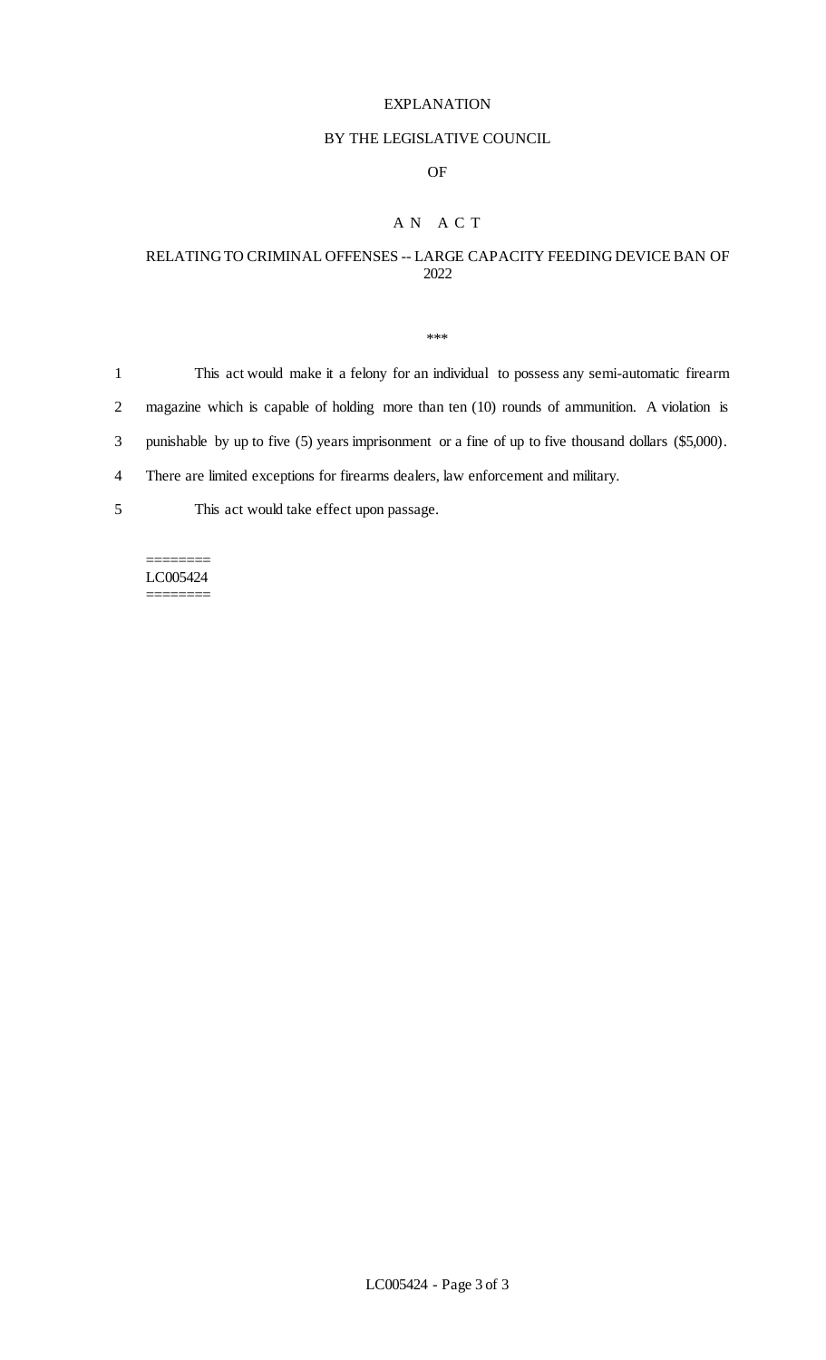EXPLANATION

BY THE LEGISLATIVE COUNCIL

OF

# A N A C T

RELATING TO CRIMINAL OFFENSES -- LARGE CAPACITY FEEDING DEVICE BAN OF 2022

\*\*\*

This act would make it a felony for an individual to possess any semi-automatic firearm magazine which is capable of holding more than ten (10) rounds of ammunition. A violation is punishable by up to five (5) years imprisonment or a fine of up to five thousand dollars ($5,000). There are limited exceptions for firearms dealers, law enforcement and military.

This act would take effect upon passage.

========
LC005424
========